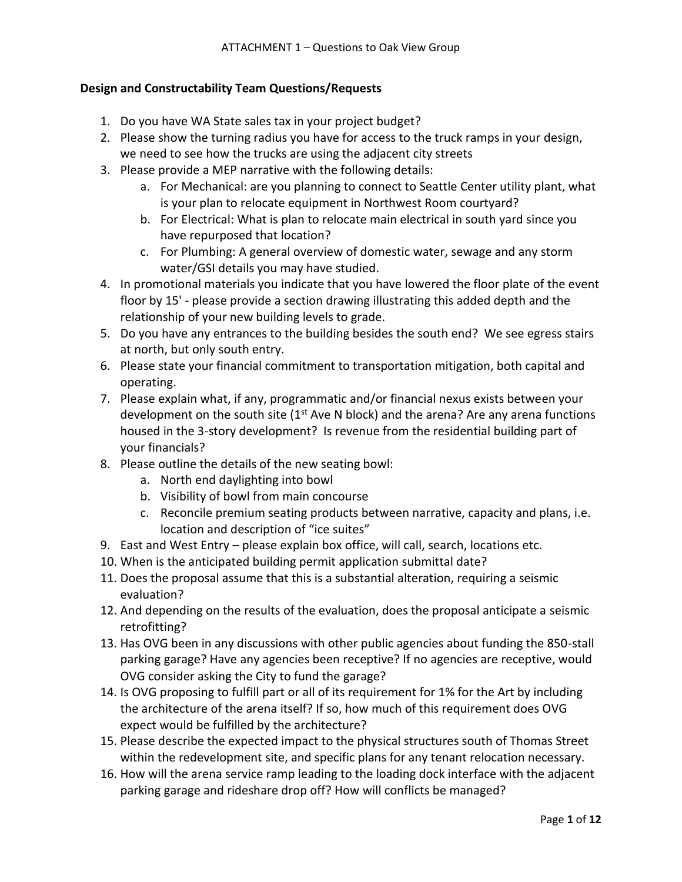ATTACHMENT 1 – Questions to Oak View Group

## Design and Constructability Team Questions/Requests

1. Do you have WA State sales tax in your project budget?
2. Please show the turning radius you have for access to the truck ramps in your design, we need to see how the trucks are using the adjacent city streets
3. Please provide a MEP narrative with the following details:
    a. For Mechanical: are you planning to connect to Seattle Center utility plant, what is your plan to relocate equipment in Northwest Room courtyard?
    b. For Electrical: What is plan to relocate main electrical in south yard since you have repurposed that location?
    c. For Plumbing: A general overview of domestic water, sewage and any storm water/GSI details you may have studied.
4. In promotional materials you indicate that you have lowered the floor plate of the event floor by 15' - please provide a section drawing illustrating this added depth and the relationship of your new building levels to grade.
5. Do you have any entrances to the building besides the south end? We see egress stairs at north, but only south entry.
6. Please state your financial commitment to transportation mitigation, both capital and operating.
7. Please explain what, if any, programmatic and/or financial nexus exists between your development on the south site (1st Ave N block) and the arena? Are any arena functions housed in the 3-story development? Is revenue from the residential building part of your financials?
8. Please outline the details of the new seating bowl:
    a. North end daylighting into bowl
    b. Visibility of bowl from main concourse
    c. Reconcile premium seating products between narrative, capacity and plans, i.e. location and description of "ice suites"
9. East and West Entry – please explain box office, will call, search, locations etc.
10. When is the anticipated building permit application submittal date?
11. Does the proposal assume that this is a substantial alteration, requiring a seismic evaluation?
12. And depending on the results of the evaluation, does the proposal anticipate a seismic retrofitting?
13. Has OVG been in any discussions with other public agencies about funding the 850-stall parking garage? Have any agencies been receptive? If no agencies are receptive, would OVG consider asking the City to fund the garage?
14. Is OVG proposing to fulfill part or all of its requirement for 1% for the Art by including the architecture of the arena itself? If so, how much of this requirement does OVG expect would be fulfilled by the architecture?
15. Please describe the expected impact to the physical structures south of Thomas Street within the redevelopment site, and specific plans for any tenant relocation necessary.
16. How will the arena service ramp leading to the loading dock interface with the adjacent parking garage and rideshare drop off? How will conflicts be managed?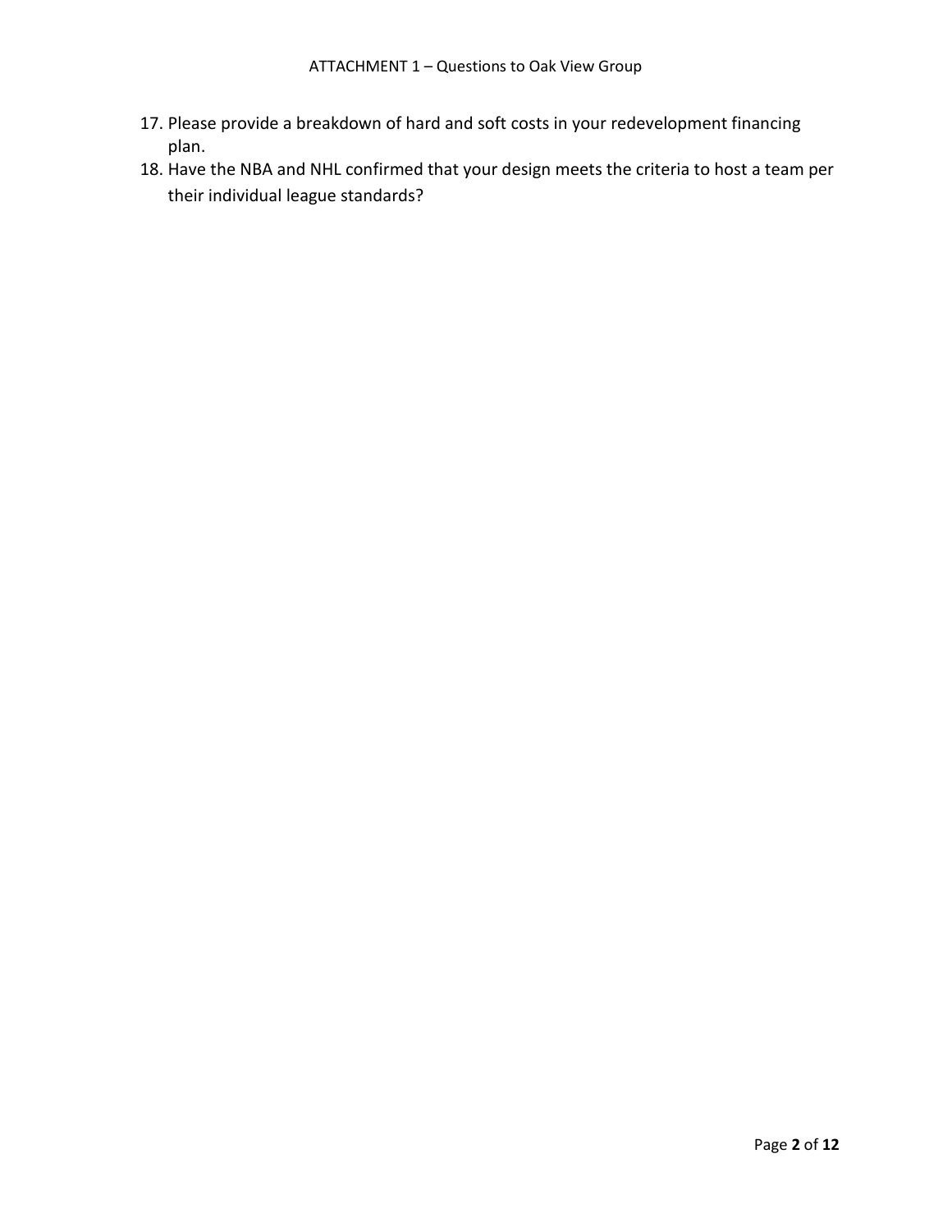17. Please provide a breakdown of hard and soft costs in your redevelopment financing plan.
18. Have the NBA and NHL confirmed that your design meets the criteria to host a team per their individual league standards?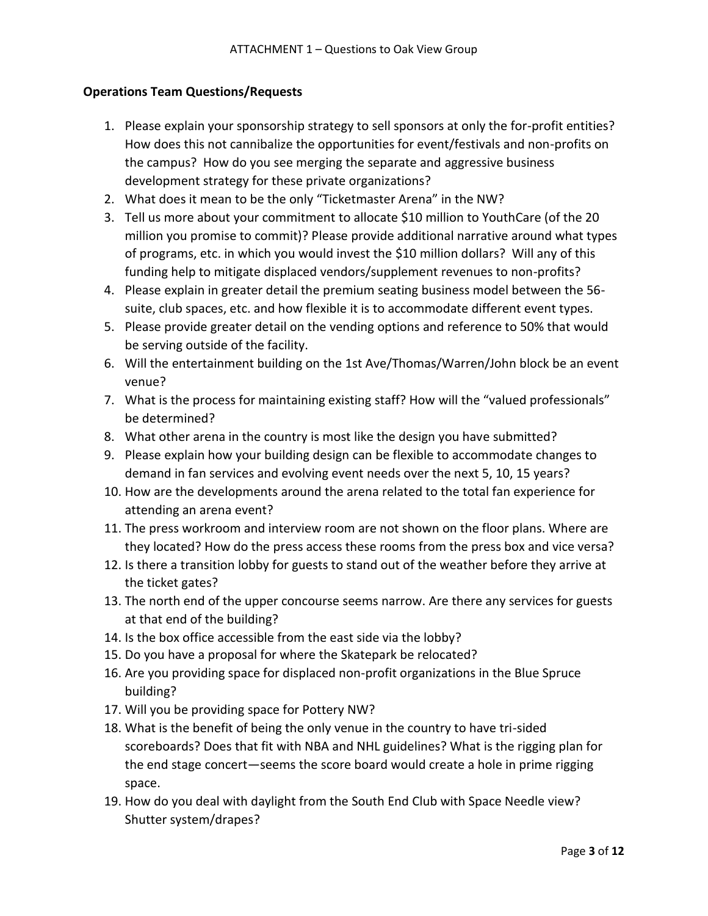ATTACHMENT 1 – Questions to Oak View Group

**Operations Team Questions/Requests**

1. Please explain your sponsorship strategy to sell sponsors at only the for-profit entities? How does this not cannibalize the opportunities for event/festivals and non-profits on the campus? How do you see merging the separate and aggressive business development strategy for these private organizations?
2. What does it mean to be the only "Ticketmaster Arena" in the NW?
3. Tell us more about your commitment to allocate $10 million to YouthCare (of the 20 million you promise to commit)? Please provide additional narrative around what types of programs, etc. in which you would invest the $10 million dollars? Will any of this funding help to mitigate displaced vendors/supplement revenues to non-profits?
4. Please explain in greater detail the premium seating business model between the 56-suite, club spaces, etc. and how flexible it is to accommodate different event types.
5. Please provide greater detail on the vending options and reference to 50% that would be serving outside of the facility.
6. Will the entertainment building on the 1st Ave/Thomas/Warren/John block be an event venue?
7. What is the process for maintaining existing staff? How will the "valued professionals" be determined?
8. What other arena in the country is most like the design you have submitted?
9. Please explain how your building design can be flexible to accommodate changes to demand in fan services and evolving event needs over the next 5, 10, 15 years?
10. How are the developments around the arena related to the total fan experience for attending an arena event?
11. The press workroom and interview room are not shown on the floor plans. Where are they located? How do the press access these rooms from the press box and vice versa?
12. Is there a transition lobby for guests to stand out of the weather before they arrive at the ticket gates?
13. The north end of the upper concourse seems narrow. Are there any services for guests at that end of the building?
14. Is the box office accessible from the east side via the lobby?
15. Do you have a proposal for where the Skatepark be relocated?
16. Are you providing space for displaced non-profit organizations in the Blue Spruce building?
17. Will you be providing space for Pottery NW?
18. What is the benefit of being the only venue in the country to have tri-sided scoreboards? Does that fit with NBA and NHL guidelines? What is the rigging plan for the end stage concert—seems the score board would create a hole in prime rigging space.
19. How do you deal with daylight from the South End Club with Space Needle view? Shutter system/drapes?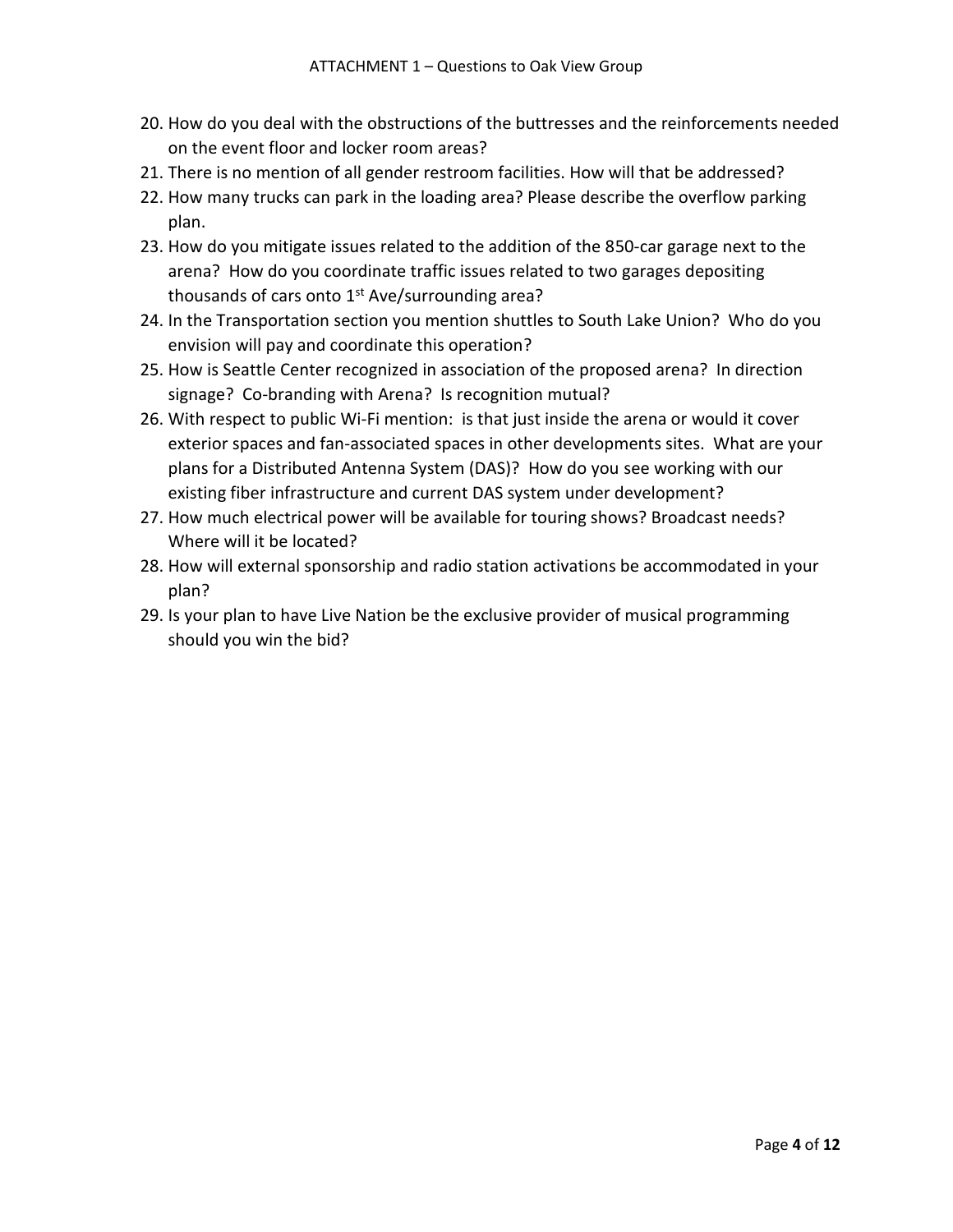20. How do you deal with the obstructions of the buttresses and the reinforcements needed on the event floor and locker room areas?
21. There is no mention of all gender restroom facilities. How will that be addressed?
22. How many trucks can park in the loading area? Please describe the overflow parking plan.
23. How do you mitigate issues related to the addition of the 850-car garage next to the arena? How do you coordinate traffic issues related to two garages depositing thousands of cars onto 1st Ave/surrounding area?
24. In the Transportation section you mention shuttles to South Lake Union? Who do you envision will pay and coordinate this operation?
25. How is Seattle Center recognized in association of the proposed arena? In direction signage? Co-branding with Arena? Is recognition mutual?
26. With respect to public Wi-Fi mention: is that just inside the arena or would it cover exterior spaces and fan-associated spaces in other developments sites. What are your plans for a Distributed Antenna System (DAS)? How do you see working with our existing fiber infrastructure and current DAS system under development?
27. How much electrical power will be available for touring shows? Broadcast needs? Where will it be located?
28. How will external sponsorship and radio station activations be accommodated in your plan?
29. Is your plan to have Live Nation be the exclusive provider of musical programming should you win the bid?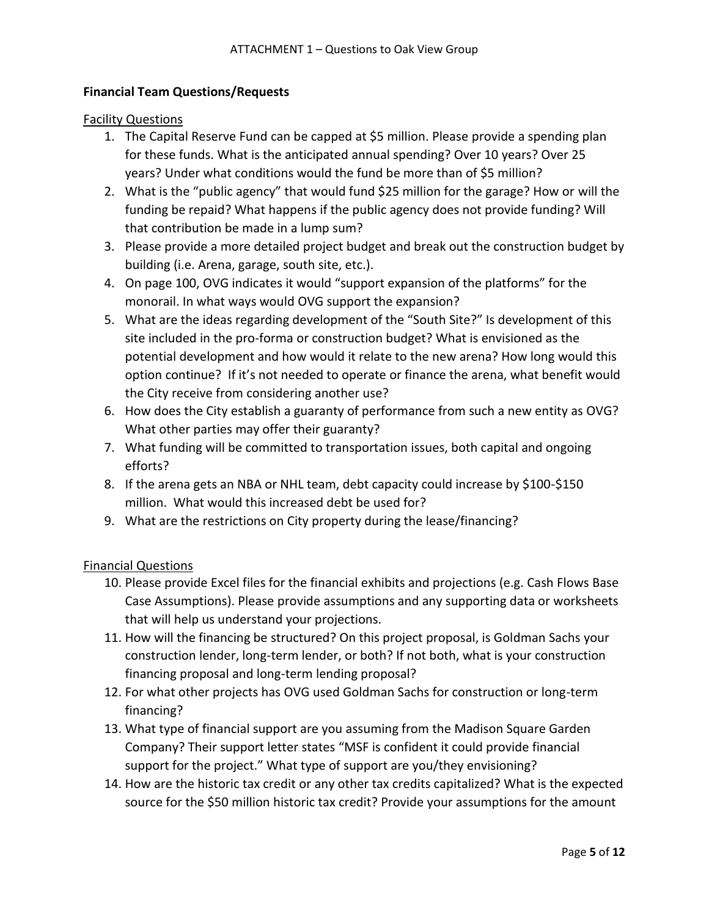ATTACHMENT 1 – Questions to Oak View Group

**Financial Team Questions/Requests**

<u>Facility Questions</u>

1. The Capital Reserve Fund can be capped at $5 million. Please provide a spending plan for these funds. What is the anticipated annual spending? Over 10 years? Over 25 years? Under what conditions would the fund be more than of $5 million?
2. What is the "public agency" that would fund $25 million for the garage? How or will the funding be repaid? What happens if the public agency does not provide funding? Will that contribution be made in a lump sum?
3. Please provide a more detailed project budget and break out the construction budget by building (i.e. Arena, garage, south site, etc.).
4. On page 100, OVG indicates it would "support expansion of the platforms" for the monorail. In what ways would OVG support the expansion?
5. What are the ideas regarding development of the "South Site?" Is development of this site included in the pro-forma or construction budget? What is envisioned as the potential development and how would it relate to the new arena? How long would this option continue? If it's not needed to operate or finance the arena, what benefit would the City receive from considering another use?
6. How does the City establish a guaranty of performance from such a new entity as OVG? What other parties may offer their guaranty?
7. What funding will be committed to transportation issues, both capital and ongoing efforts?
8. If the arena gets an NBA or NHL team, debt capacity could increase by $100-$150 million. What would this increased debt be used for?
9. What are the restrictions on City property during the lease/financing?

<u>Financial Questions</u>

10. Please provide Excel files for the financial exhibits and projections (e.g. Cash Flows Base Case Assumptions). Please provide assumptions and any supporting data or worksheets that will help us understand your projections.
11. How will the financing be structured? On this project proposal, is Goldman Sachs your construction lender, long-term lender, or both? If not both, what is your construction financing proposal and long-term lending proposal?
12. For what other projects has OVG used Goldman Sachs for construction or long-term financing?
13. What type of financial support are you assuming from the Madison Square Garden Company? Their support letter states "MSF is confident it could provide financial support for the project." What type of support are you/they envisioning?
14. How are the historic tax credit or any other tax credits capitalized? What is the expected source for the $50 million historic tax credit? Provide your assumptions for the amount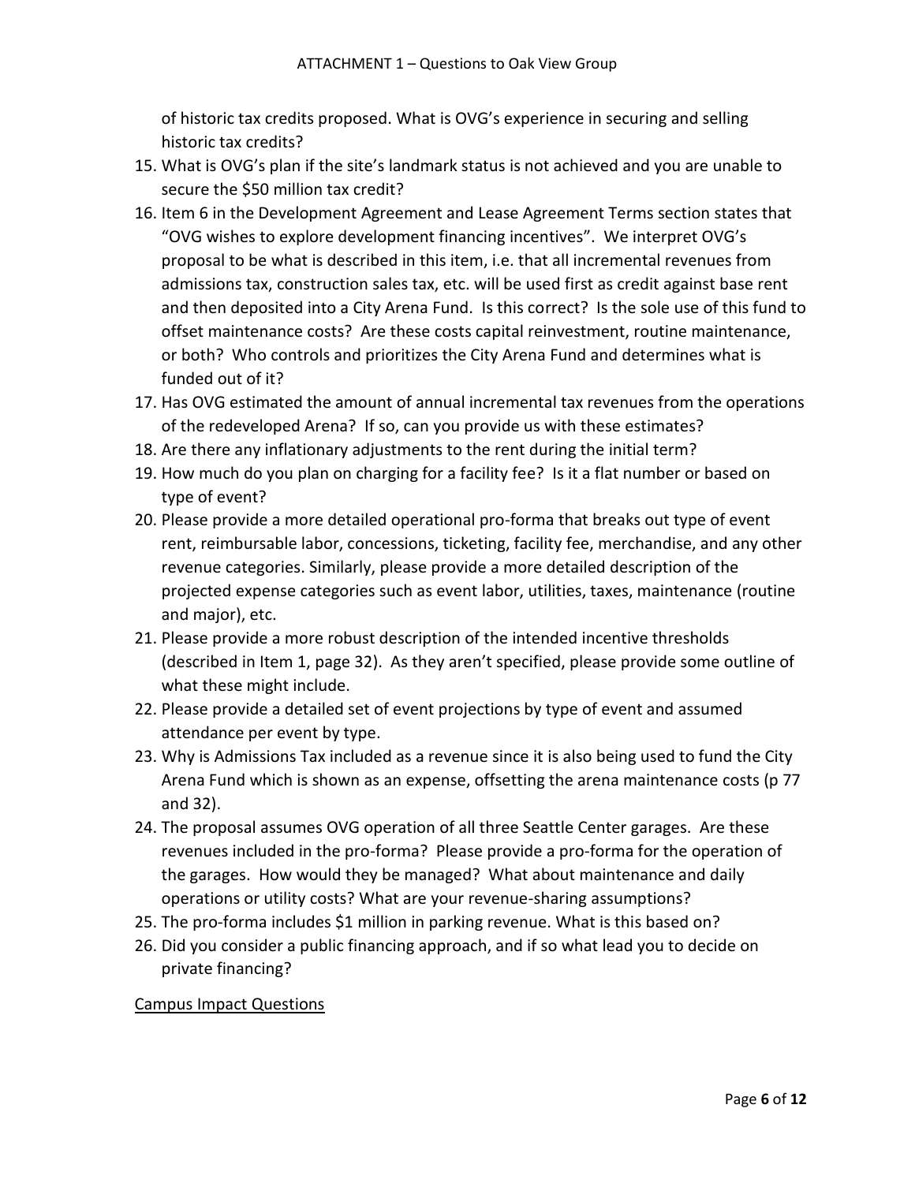of historic tax credits proposed. What is OVG's experience in securing and selling historic tax credits?

15. What is OVG's plan if the site's landmark status is not achieved and you are unable to secure the $50 million tax credit?
16. Item 6 in the Development Agreement and Lease Agreement Terms section states that "OVG wishes to explore development financing incentives". We interpret OVG's proposal to be what is described in this item, i.e. that all incremental revenues from admissions tax, construction sales tax, etc. will be used first as credit against base rent and then deposited into a City Arena Fund. Is this correct? Is the sole use of this fund to offset maintenance costs? Are these costs capital reinvestment, routine maintenance, or both? Who controls and prioritizes the City Arena Fund and determines what is funded out of it?
17. Has OVG estimated the amount of annual incremental tax revenues from the operations of the redeveloped Arena? If so, can you provide us with these estimates?
18. Are there any inflationary adjustments to the rent during the initial term?
19. How much do you plan on charging for a facility fee? Is it a flat number or based on type of event?
20. Please provide a more detailed operational pro-forma that breaks out type of event rent, reimbursable labor, concessions, ticketing, facility fee, merchandise, and any other revenue categories. Similarly, please provide a more detailed description of the projected expense categories such as event labor, utilities, taxes, maintenance (routine and major), etc.
21. Please provide a more robust description of the intended incentive thresholds (described in Item 1, page 32). As they aren't specified, please provide some outline of what these might include.
22. Please provide a detailed set of event projections by type of event and assumed attendance per event by type.
23. Why is Admissions Tax included as a revenue since it is also being used to fund the City Arena Fund which is shown as an expense, offsetting the arena maintenance costs (p 77 and 32).
24. The proposal assumes OVG operation of all three Seattle Center garages. Are these revenues included in the pro-forma? Please provide a pro-forma for the operation of the garages. How would they be managed? What about maintenance and daily operations or utility costs? What are your revenue-sharing assumptions?
25. The pro-forma includes $1 million in parking revenue. What is this based on?
26. Did you consider a public financing approach, and if so what lead you to decide on private financing?

<u>Campus Impact Questions</u>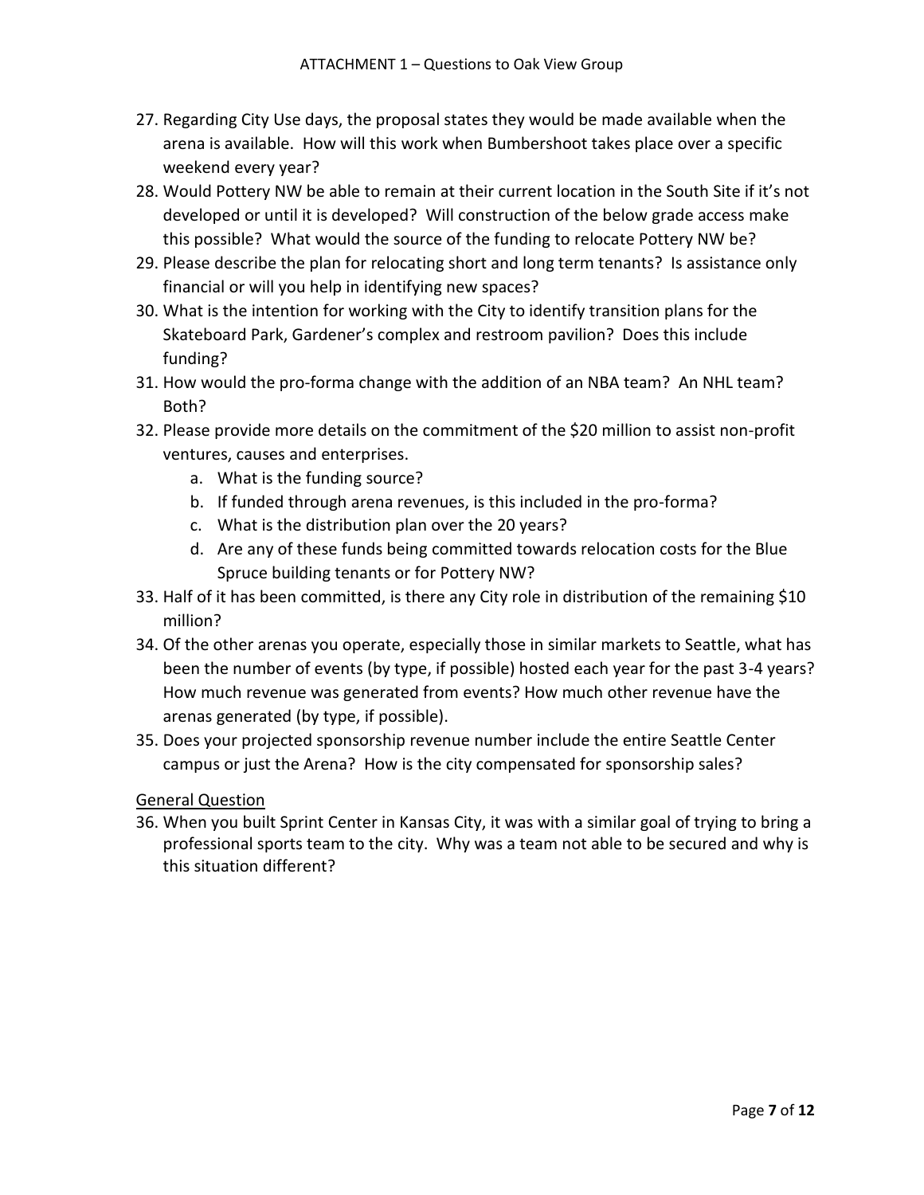27. Regarding City Use days, the proposal states they would be made available when the arena is available. How will this work when Bumbershoot takes place over a specific weekend every year?
28. Would Pottery NW be able to remain at their current location in the South Site if it's not developed or until it is developed? Will construction of the below grade access make this possible? What would the source of the funding to relocate Pottery NW be?
29. Please describe the plan for relocating short and long term tenants? Is assistance only financial or will you help in identifying new spaces?
30. What is the intention for working with the City to identify transition plans for the Skateboard Park, Gardener's complex and restroom pavilion? Does this include funding?
31. How would the pro-forma change with the addition of an NBA team? An NHL team? Both?
32. Please provide more details on the commitment of the $20 million to assist non-profit ventures, causes and enterprises.
    a. What is the funding source?
    b. If funded through arena revenues, is this included in the pro-forma?
    c. What is the distribution plan over the 20 years?
    d. Are any of these funds being committed towards relocation costs for the Blue Spruce building tenants or for Pottery NW?
33. Half of it has been committed, is there any City role in distribution of the remaining $10 million?
34. Of the other arenas you operate, especially those in similar markets to Seattle, what has been the number of events (by type, if possible) hosted each year for the past 3-4 years? How much revenue was generated from events? How much other revenue have the arenas generated (by type, if possible).
35. Does your projected sponsorship revenue number include the entire Seattle Center campus or just the Arena? How is the city compensated for sponsorship sales?

<u>General Question</u>

36. When you built Sprint Center in Kansas City, it was with a similar goal of trying to bring a professional sports team to the city. Why was a team not able to be secured and why is this situation different?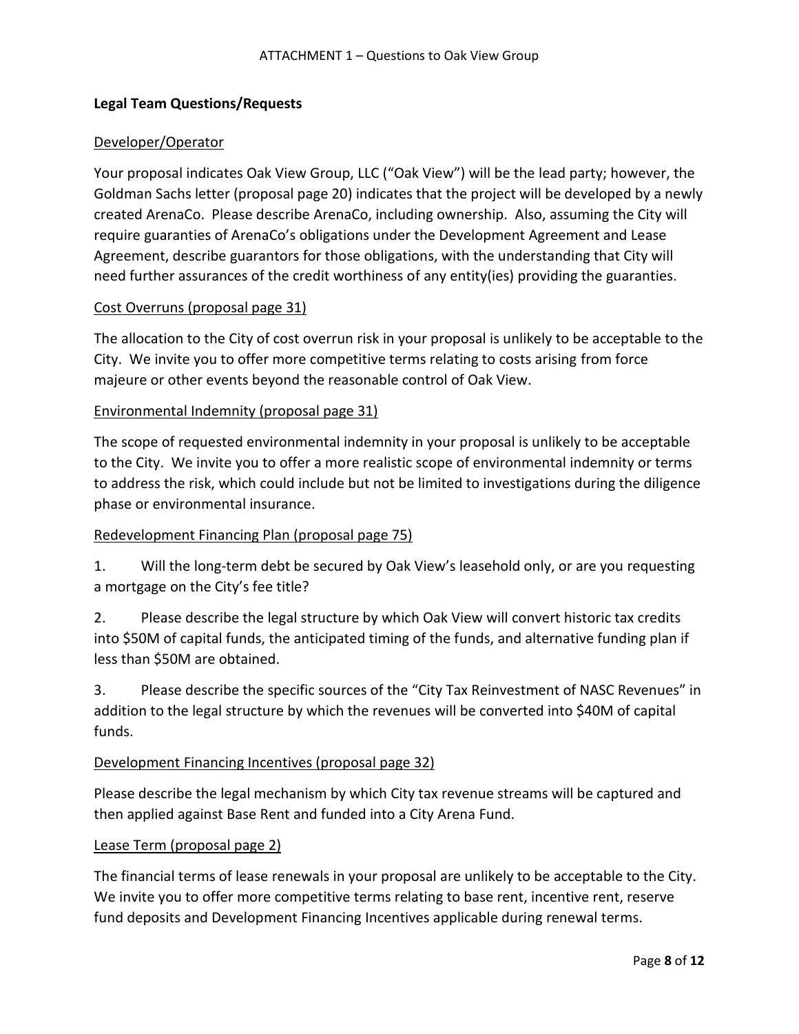ATTACHMENT 1 – Questions to Oak View Group

## Legal Team Questions/Requests

### Developer/Operator

Your proposal indicates Oak View Group, LLC ("Oak View") will be the lead party; however, the Goldman Sachs letter (proposal page 20) indicates that the project will be developed by a newly created ArenaCo. Please describe ArenaCo, including ownership. Also, assuming the City will require guaranties of ArenaCo's obligations under the Development Agreement and Lease Agreement, describe guarantors for those obligations, with the understanding that City will need further assurances of the credit worthiness of any entity(ies) providing the guaranties.

### Cost Overruns (proposal page 31)

The allocation to the City of cost overrun risk in your proposal is unlikely to be acceptable to the City. We invite you to offer more competitive terms relating to costs arising from force majeure or other events beyond the reasonable control of Oak View.

### Environmental Indemnity (proposal page 31)

The scope of requested environmental indemnity in your proposal is unlikely to be acceptable to the City. We invite you to offer a more realistic scope of environmental indemnity or terms to address the risk, which could include but not be limited to investigations during the diligence phase or environmental insurance.

### Redevelopment Financing Plan (proposal page 75)

1. Will the long-term debt be secured by Oak View's leasehold only, or are you requesting a mortgage on the City's fee title?

2. Please describe the legal structure by which Oak View will convert historic tax credits into $50M of capital funds, the anticipated timing of the funds, and alternative funding plan if less than $50M are obtained.

3. Please describe the specific sources of the "City Tax Reinvestment of NASC Revenues" in addition to the legal structure by which the revenues will be converted into $40M of capital funds.

### Development Financing Incentives (proposal page 32)

Please describe the legal mechanism by which City tax revenue streams will be captured and then applied against Base Rent and funded into a City Arena Fund.

### Lease Term (proposal page 2)

The financial terms of lease renewals in your proposal are unlikely to be acceptable to the City. We invite you to offer more competitive terms relating to base rent, incentive rent, reserve fund deposits and Development Financing Incentives applicable during renewal terms.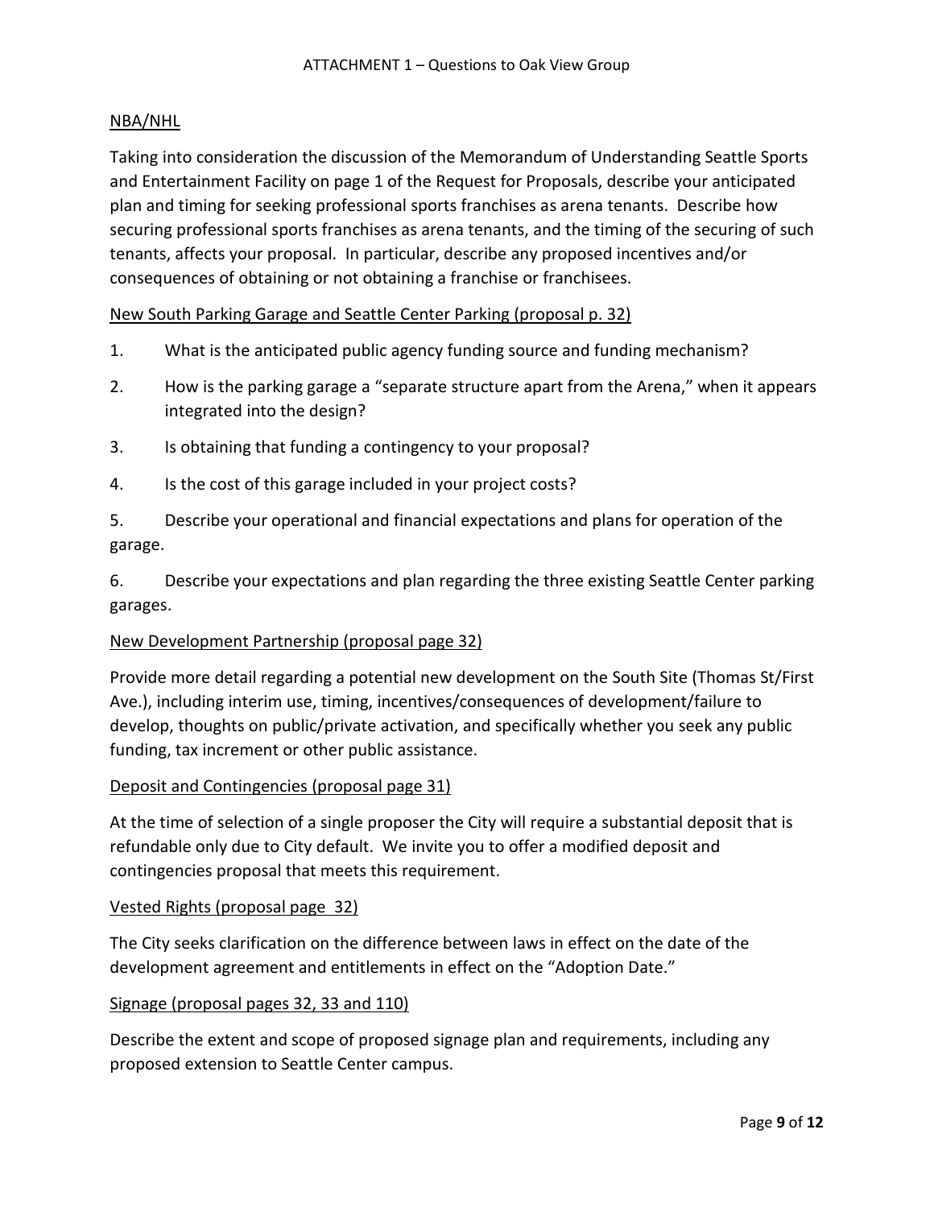ATTACHMENT 1 – Questions to Oak View Group

<u>NBA/NHL</u>

Taking into consideration the discussion of the Memorandum of Understanding Seattle Sports and Entertainment Facility on page 1 of the Request for Proposals, describe your anticipated plan and timing for seeking professional sports franchises as arena tenants. Describe how securing professional sports franchises as arena tenants, and the timing of the securing of such tenants, affects your proposal. In particular, describe any proposed incentives and/or consequences of obtaining or not obtaining a franchise or franchisees.

<u>New South Parking Garage and Seattle Center Parking (proposal p. 32)</u>

1. What is the anticipated public agency funding source and funding mechanism?
2. How is the parking garage a "separate structure apart from the Arena," when it appears integrated into the design?
3. Is obtaining that funding a contingency to your proposal?
4. Is the cost of this garage included in your project costs?
5. Describe your operational and financial expectations and plans for operation of the garage.
6. Describe your expectations and plan regarding the three existing Seattle Center parking garages.

<u>New Development Partnership (proposal page 32)</u>

Provide more detail regarding a potential new development on the South Site (Thomas St/First Ave.), including interim use, timing, incentives/consequences of development/failure to develop, thoughts on public/private activation, and specifically whether you seek any public funding, tax increment or other public assistance.

<u>Deposit and Contingencies (proposal page 31)</u>

At the time of selection of a single proposer the City will require a substantial deposit that is refundable only due to City default. We invite you to offer a modified deposit and contingencies proposal that meets this requirement.

<u>Vested Rights (proposal page 32)</u>

The City seeks clarification on the difference between laws in effect on the date of the development agreement and entitlements in effect on the "Adoption Date."

<u>Signage (proposal pages 32, 33 and 110)</u>

Describe the extent and scope of proposed signage plan and requirements, including any proposed extension to Seattle Center campus.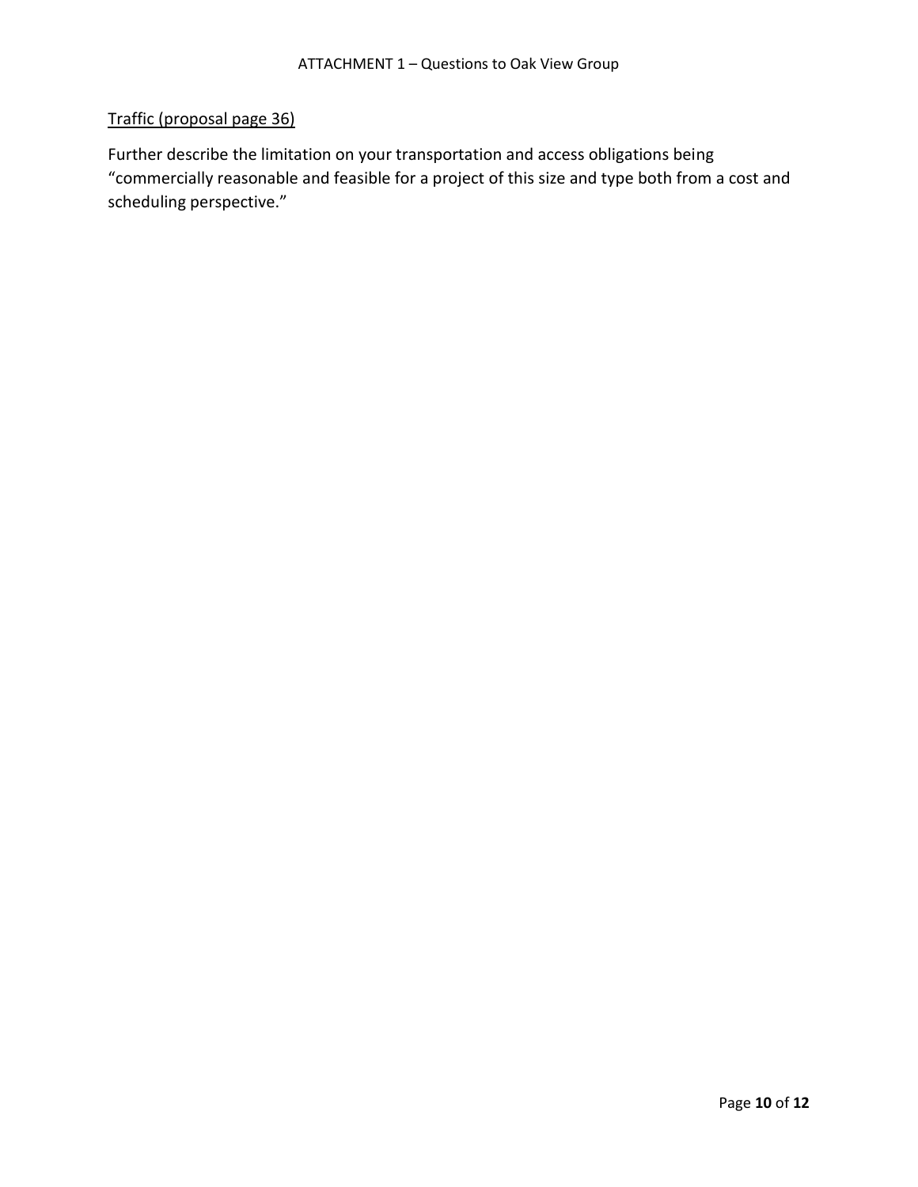Traffic (proposal page 36)

Further describe the limitation on your transportation and access obligations being "commercially reasonable and feasible for a project of this size and type both from a cost and scheduling perspective."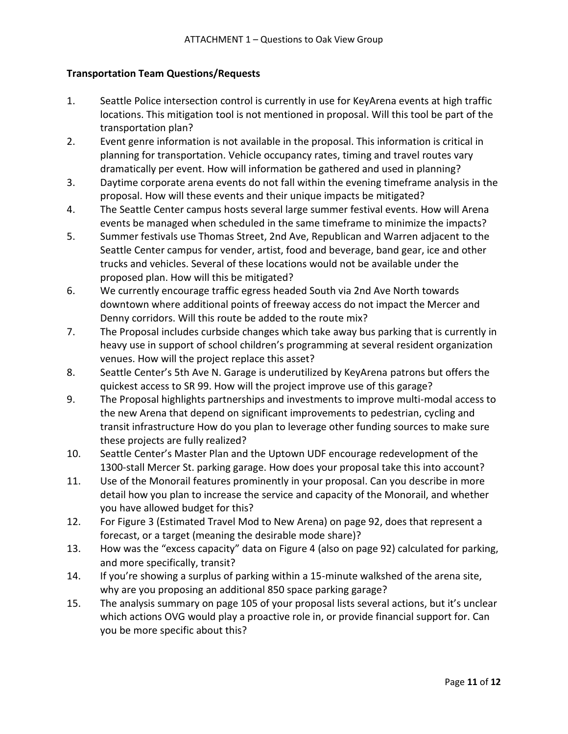ATTACHMENT 1 – Questions to Oak View Group

**Transportation Team Questions/Requests**

1. Seattle Police intersection control is currently in use for KeyArena events at high traffic locations. This mitigation tool is not mentioned in proposal. Will this tool be part of the transportation plan?
2. Event genre information is not available in the proposal. This information is critical in planning for transportation. Vehicle occupancy rates, timing and travel routes vary dramatically per event. How will information be gathered and used in planning?
3. Daytime corporate arena events do not fall within the evening timeframe analysis in the proposal. How will these events and their unique impacts be mitigated?
4. The Seattle Center campus hosts several large summer festival events. How will Arena events be managed when scheduled in the same timeframe to minimize the impacts?
5. Summer festivals use Thomas Street, 2nd Ave, Republican and Warren adjacent to the Seattle Center campus for vender, artist, food and beverage, band gear, ice and other trucks and vehicles. Several of these locations would not be available under the proposed plan. How will this be mitigated?
6. We currently encourage traffic egress headed South via 2nd Ave North towards downtown where additional points of freeway access do not impact the Mercer and Denny corridors. Will this route be added to the route mix?
7. The Proposal includes curbside changes which take away bus parking that is currently in heavy use in support of school children's programming at several resident organization venues. How will the project replace this asset?
8. Seattle Center's 5th Ave N. Garage is underutilized by KeyArena patrons but offers the quickest access to SR 99. How will the project improve use of this garage?
9. The Proposal highlights partnerships and investments to improve multi-modal access to the new Arena that depend on significant improvements to pedestrian, cycling and transit infrastructure How do you plan to leverage other funding sources to make sure these projects are fully realized?
10. Seattle Center's Master Plan and the Uptown UDF encourage redevelopment of the 1300-stall Mercer St. parking garage. How does your proposal take this into account?
11. Use of the Monorail features prominently in your proposal. Can you describe in more detail how you plan to increase the service and capacity of the Monorail, and whether you have allowed budget for this?
12. For Figure 3 (Estimated Travel Mod to New Arena) on page 92, does that represent a forecast, or a target (meaning the desirable mode share)?
13. How was the "excess capacity" data on Figure 4 (also on page 92) calculated for parking, and more specifically, transit?
14. If you're showing a surplus of parking within a 15-minute walkshed of the arena site, why are you proposing an additional 850 space parking garage?
15. The analysis summary on page 105 of your proposal lists several actions, but it's unclear which actions OVG would play a proactive role in, or provide financial support for. Can you be more specific about this?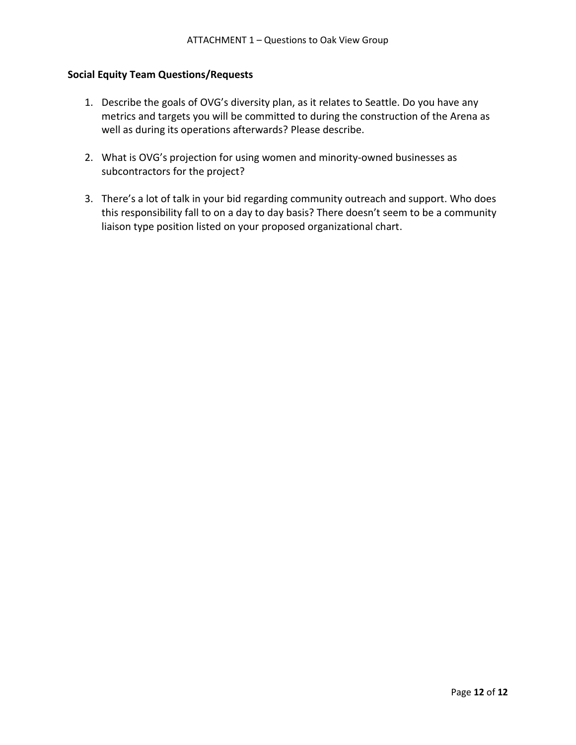**Social Equity Team Questions/Requests**

1. Describe the goals of OVG's diversity plan, as it relates to Seattle. Do you have any metrics and targets you will be committed to during the construction of the Arena as well as during its operations afterwards? Please describe.

2. What is OVG's projection for using women and minority-owned businesses as subcontractors for the project?

3. There's a lot of talk in your bid regarding community outreach and support. Who does this responsibility fall to on a day to day basis? There doesn't seem to be a community liaison type position listed on your proposed organizational chart.